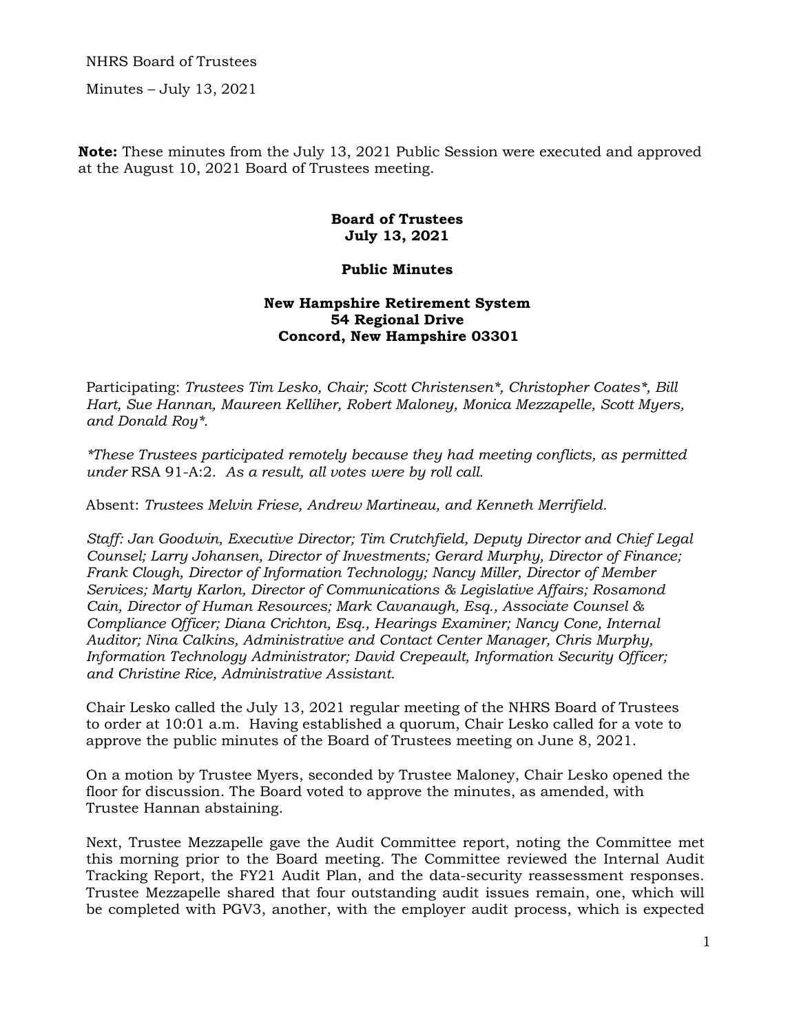NHRS Board of Trustees

Minutes – July 13, 2021

**Note:** These minutes from the July 13, 2021 Public Session were executed and approved at the August 10, 2021 Board of Trustees meeting.

**Board of Trustees**
**July 13, 2021**

**Public Minutes**

**New Hampshire Retirement System**
**54 Regional Drive**
**Concord, New Hampshire 03301**

Participating: *Trustees Tim Lesko, Chair; Scott Christensen*\*, *Christopher Coates*\*, *Bill Hart, Sue Hannan, Maureen Kelliher, Robert Maloney, Monica Mezzapelle, Scott Myers, and Donald Roy*\*.

*\*These Trustees participated remotely because they had meeting conflicts, as permitted under* RSA 91-A:2. *As a result, all votes were by roll call.*

Absent: *Trustees Melvin Friese, Andrew Martineau, and Kenneth Merrifield.*

*Staff: Jan Goodwin, Executive Director; Tim Crutchfield, Deputy Director and Chief Legal Counsel; Larry Johansen, Director of Investments; Gerard Murphy, Director of Finance; Frank Clough, Director of Information Technology; Nancy Miller, Director of Member Services; Marty Karlon, Director of Communications & Legislative Affairs; Rosamond Cain, Director of Human Resources; Mark Cavanaugh, Esq., Associate Counsel & Compliance Officer; Diana Crichton, Esq., Hearings Examiner; Nancy Cone, Internal Auditor; Nina Calkins, Administrative and Contact Center Manager, Chris Murphy, Information Technology Administrator; David Crepeault, Information Security Officer; and Christine Rice, Administrative Assistant.*

Chair Lesko called the July 13, 2021 regular meeting of the NHRS Board of Trustees to order at 10:01 a.m. Having established a quorum, Chair Lesko called for a vote to approve the public minutes of the Board of Trustees meeting on June 8, 2021.

On a motion by Trustee Myers, seconded by Trustee Maloney, Chair Lesko opened the floor for discussion. The Board voted to approve the minutes, as amended, with Trustee Hannan abstaining.

Next, Trustee Mezzapelle gave the Audit Committee report, noting the Committee met this morning prior to the Board meeting. The Committee reviewed the Internal Audit Tracking Report, the FY21 Audit Plan, and the data-security reassessment responses. Trustee Mezzapelle shared that four outstanding audit issues remain, one, which will be completed with PGV3, another, with the employer audit process, which is expected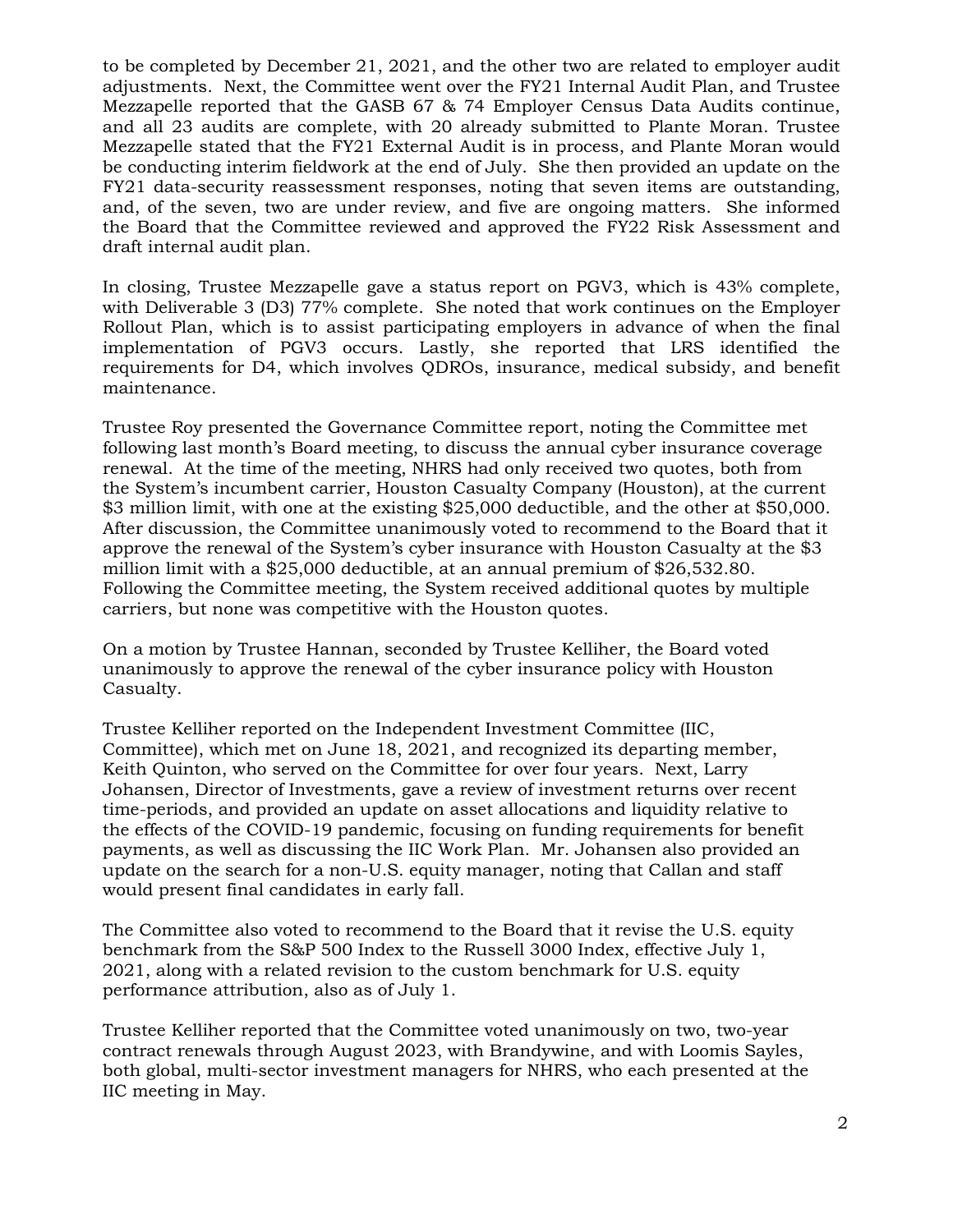to be completed by December 21, 2021, and the other two are related to employer audit adjustments. Next, the Committee went over the FY21 Internal Audit Plan, and Trustee Mezzapelle reported that the GASB 67 & 74 Employer Census Data Audits continue, and all 23 audits are complete, with 20 already submitted to Plante Moran. Trustee Mezzapelle stated that the FY21 External Audit is in process, and Plante Moran would be conducting interim fieldwork at the end of July. She then provided an update on the FY21 data-security reassessment responses, noting that seven items are outstanding, and, of the seven, two are under review, and five are ongoing matters. She informed the Board that the Committee reviewed and approved the FY22 Risk Assessment and draft internal audit plan.

In closing, Trustee Mezzapelle gave a status report on PGV3, which is 43% complete, with Deliverable 3 (D3) 77% complete. She noted that work continues on the Employer Rollout Plan, which is to assist participating employers in advance of when the final implementation of PGV3 occurs. Lastly, she reported that LRS identified the requirements for D4, which involves QDROs, insurance, medical subsidy, and benefit maintenance.

Trustee Roy presented the Governance Committee report, noting the Committee met following last month's Board meeting, to discuss the annual cyber insurance coverage renewal. At the time of the meeting, NHRS had only received two quotes, both from the System's incumbent carrier, Houston Casualty Company (Houston), at the current $3 million limit, with one at the existing $25,000 deductible, and the other at $50,000. After discussion, the Committee unanimously voted to recommend to the Board that it approve the renewal of the System's cyber insurance with Houston Casualty at the $3 million limit with a $25,000 deductible, at an annual premium of $26,532.80. Following the Committee meeting, the System received additional quotes by multiple carriers, but none was competitive with the Houston quotes.

On a motion by Trustee Hannan, seconded by Trustee Kelliher, the Board voted unanimously to approve the renewal of the cyber insurance policy with Houston Casualty.

Trustee Kelliher reported on the Independent Investment Committee (IIC, Committee), which met on June 18, 2021, and recognized its departing member, Keith Quinton, who served on the Committee for over four years. Next, Larry Johansen, Director of Investments, gave a review of investment returns over recent time-periods, and provided an update on asset allocations and liquidity relative to the effects of the COVID-19 pandemic, focusing on funding requirements for benefit payments, as well as discussing the IIC Work Plan. Mr. Johansen also provided an update on the search for a non-U.S. equity manager, noting that Callan and staff would present final candidates in early fall.

The Committee also voted to recommend to the Board that it revise the U.S. equity benchmark from the S&P 500 Index to the Russell 3000 Index, effective July 1, 2021, along with a related revision to the custom benchmark for U.S. equity performance attribution, also as of July 1.

Trustee Kelliher reported that the Committee voted unanimously on two, two-year contract renewals through August 2023, with Brandywine, and with Loomis Sayles, both global, multi-sector investment managers for NHRS, who each presented at the IIC meeting in May.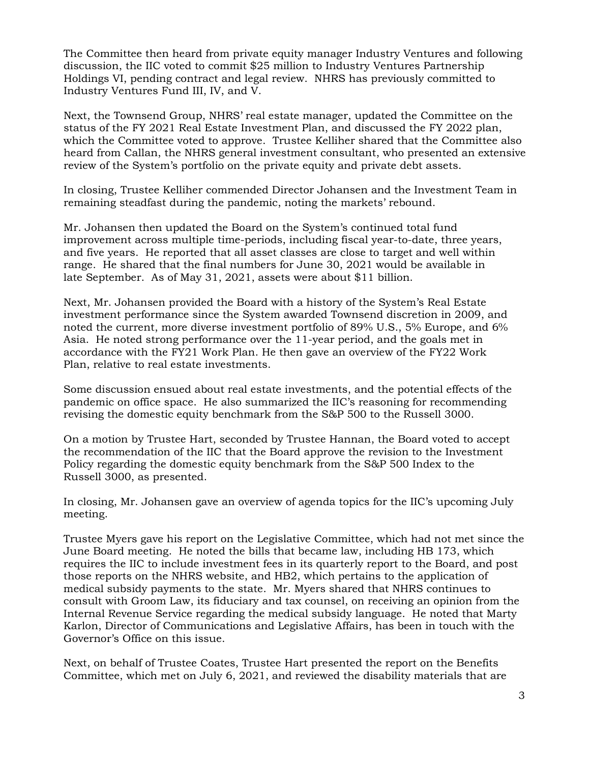The Committee then heard from private equity manager Industry Ventures and following discussion, the IIC voted to commit $25 million to Industry Ventures Partnership Holdings VI, pending contract and legal review. NHRS has previously committed to Industry Ventures Fund III, IV, and V.

Next, the Townsend Group, NHRS' real estate manager, updated the Committee on the status of the FY 2021 Real Estate Investment Plan, and discussed the FY 2022 plan, which the Committee voted to approve. Trustee Kelliher shared that the Committee also heard from Callan, the NHRS general investment consultant, who presented an extensive review of the System's portfolio on the private equity and private debt assets.

In closing, Trustee Kelliher commended Director Johansen and the Investment Team in remaining steadfast during the pandemic, noting the markets' rebound.

Mr. Johansen then updated the Board on the System's continued total fund improvement across multiple time-periods, including fiscal year-to-date, three years, and five years. He reported that all asset classes are close to target and well within range. He shared that the final numbers for June 30, 2021 would be available in late September. As of May 31, 2021, assets were about $11 billion.

Next, Mr. Johansen provided the Board with a history of the System's Real Estate investment performance since the System awarded Townsend discretion in 2009, and noted the current, more diverse investment portfolio of 89% U.S., 5% Europe, and 6% Asia. He noted strong performance over the 11-year period, and the goals met in accordance with the FY21 Work Plan. He then gave an overview of the FY22 Work Plan, relative to real estate investments.

Some discussion ensued about real estate investments, and the potential effects of the pandemic on office space. He also summarized the IIC's reasoning for recommending revising the domestic equity benchmark from the S&P 500 to the Russell 3000.

On a motion by Trustee Hart, seconded by Trustee Hannan, the Board voted to accept the recommendation of the IIC that the Board approve the revision to the Investment Policy regarding the domestic equity benchmark from the S&P 500 Index to the Russell 3000, as presented.

In closing, Mr. Johansen gave an overview of agenda topics for the IIC's upcoming July meeting.

Trustee Myers gave his report on the Legislative Committee, which had not met since the June Board meeting. He noted the bills that became law, including HB 173, which requires the IIC to include investment fees in its quarterly report to the Board, and post those reports on the NHRS website, and HB2, which pertains to the application of medical subsidy payments to the state. Mr. Myers shared that NHRS continues to consult with Groom Law, its fiduciary and tax counsel, on receiving an opinion from the Internal Revenue Service regarding the medical subsidy language. He noted that Marty Karlon, Director of Communications and Legislative Affairs, has been in touch with the Governor's Office on this issue.

Next, on behalf of Trustee Coates, Trustee Hart presented the report on the Benefits Committee, which met on July 6, 2021, and reviewed the disability materials that are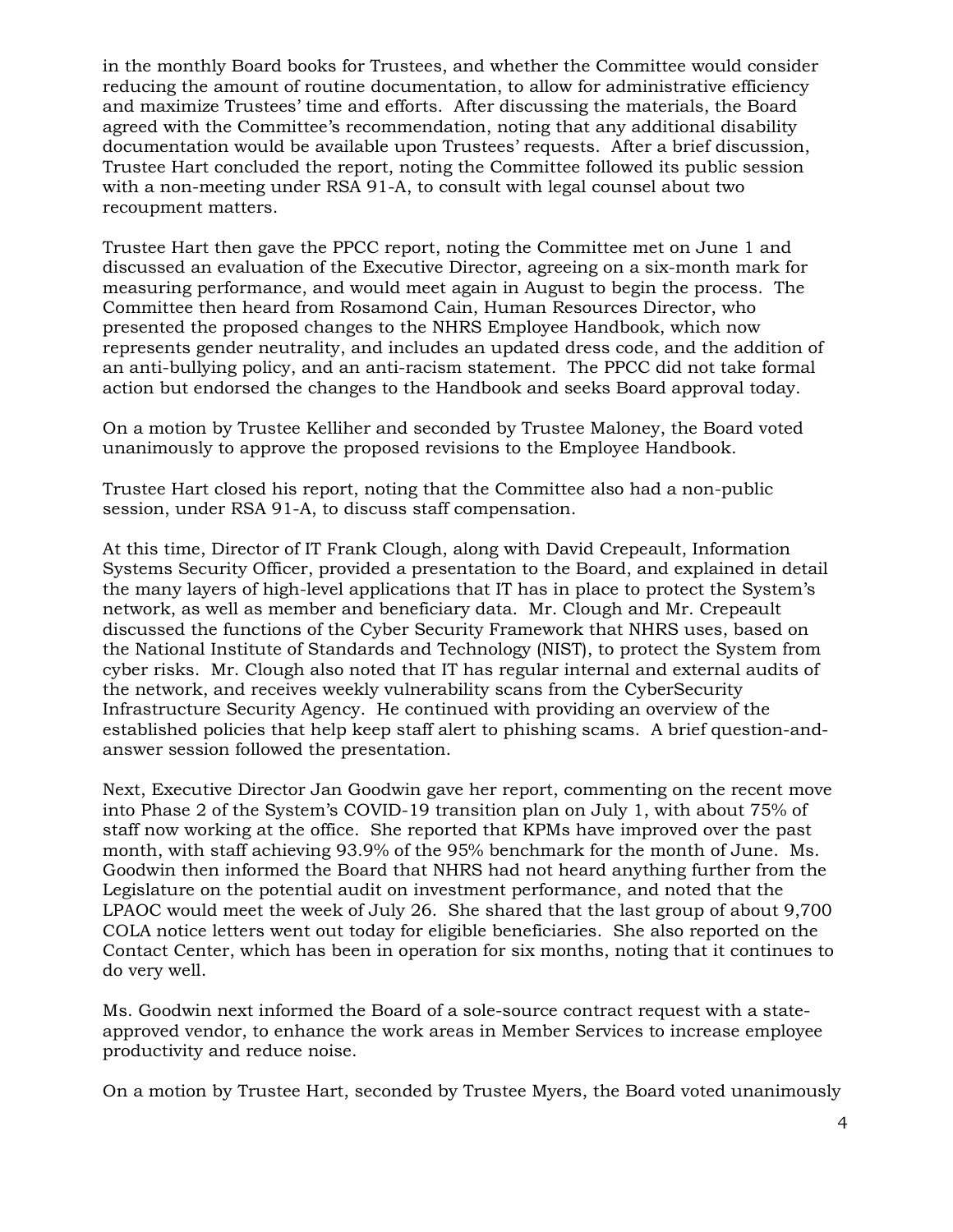in the monthly Board books for Trustees, and whether the Committee would consider reducing the amount of routine documentation, to allow for administrative efficiency and maximize Trustees' time and efforts. After discussing the materials, the Board agreed with the Committee's recommendation, noting that any additional disability documentation would be available upon Trustees' requests. After a brief discussion, Trustee Hart concluded the report, noting the Committee followed its public session with a non-meeting under RSA 91-A, to consult with legal counsel about two recoupment matters.

Trustee Hart then gave the PPCC report, noting the Committee met on June 1 and discussed an evaluation of the Executive Director, agreeing on a six-month mark for measuring performance, and would meet again in August to begin the process. The Committee then heard from Rosamond Cain, Human Resources Director, who presented the proposed changes to the NHRS Employee Handbook, which now represents gender neutrality, and includes an updated dress code, and the addition of an anti-bullying policy, and an anti-racism statement. The PPCC did not take formal action but endorsed the changes to the Handbook and seeks Board approval today.

On a motion by Trustee Kelliher and seconded by Trustee Maloney, the Board voted unanimously to approve the proposed revisions to the Employee Handbook.

Trustee Hart closed his report, noting that the Committee also had a non-public session, under RSA 91-A, to discuss staff compensation.

At this time, Director of IT Frank Clough, along with David Crepeault, Information Systems Security Officer, provided a presentation to the Board, and explained in detail the many layers of high-level applications that IT has in place to protect the System's network, as well as member and beneficiary data. Mr. Clough and Mr. Crepeault discussed the functions of the Cyber Security Framework that NHRS uses, based on the National Institute of Standards and Technology (NIST), to protect the System from cyber risks. Mr. Clough also noted that IT has regular internal and external audits of the network, and receives weekly vulnerability scans from the CyberSecurity Infrastructure Security Agency. He continued with providing an overview of the established policies that help keep staff alert to phishing scams. A brief question-and-answer session followed the presentation.

Next, Executive Director Jan Goodwin gave her report, commenting on the recent move into Phase 2 of the System's COVID-19 transition plan on July 1, with about 75% of staff now working at the office. She reported that KPMs have improved over the past month, with staff achieving 93.9% of the 95% benchmark for the month of June. Ms. Goodwin then informed the Board that NHRS had not heard anything further from the Legislature on the potential audit on investment performance, and noted that the LPAOC would meet the week of July 26. She shared that the last group of about 9,700 COLA notice letters went out today for eligible beneficiaries. She also reported on the Contact Center, which has been in operation for six months, noting that it continues to do very well.

Ms. Goodwin next informed the Board of a sole-source contract request with a state-approved vendor, to enhance the work areas in Member Services to increase employee productivity and reduce noise.

On a motion by Trustee Hart, seconded by Trustee Myers, the Board voted unanimously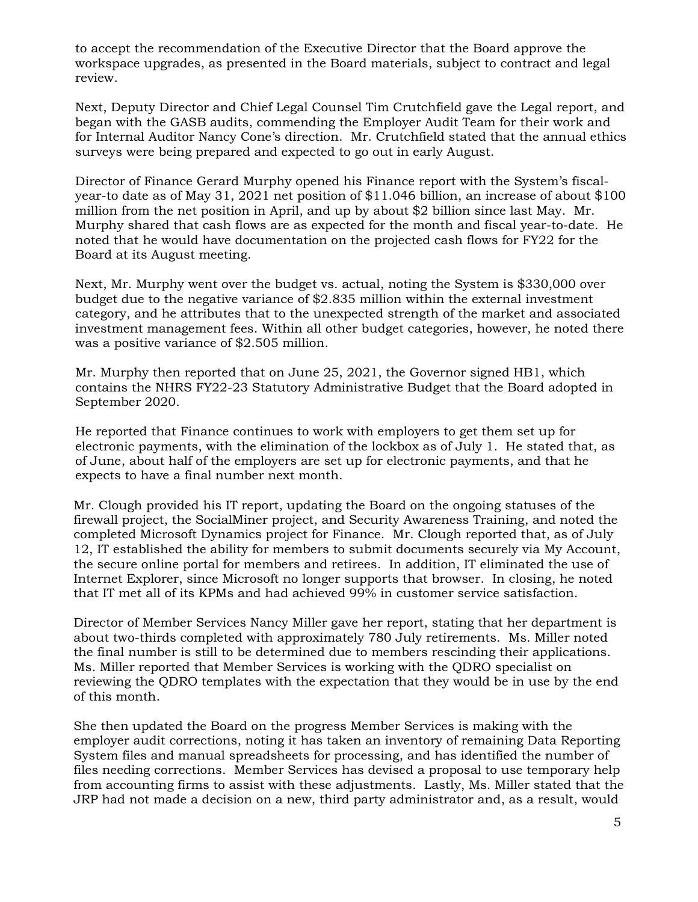to accept the recommendation of the Executive Director that the Board approve the workspace upgrades, as presented in the Board materials, subject to contract and legal review.

Next, Deputy Director and Chief Legal Counsel Tim Crutchfield gave the Legal report, and began with the GASB audits, commending the Employer Audit Team for their work and for Internal Auditor Nancy Cone's direction. Mr. Crutchfield stated that the annual ethics surveys were being prepared and expected to go out in early August.

Director of Finance Gerard Murphy opened his Finance report with the System's fiscal-year-to date as of May 31, 2021 net position of $11.046 billion, an increase of about $100 million from the net position in April, and up by about $2 billion since last May. Mr. Murphy shared that cash flows are as expected for the month and fiscal year-to-date. He noted that he would have documentation on the projected cash flows for FY22 for the Board at its August meeting.

Next, Mr. Murphy went over the budget vs. actual, noting the System is $330,000 over budget due to the negative variance of $2.835 million within the external investment category, and he attributes that to the unexpected strength of the market and associated investment management fees. Within all other budget categories, however, he noted there was a positive variance of $2.505 million.

Mr. Murphy then reported that on June 25, 2021, the Governor signed HB1, which contains the NHRS FY22-23 Statutory Administrative Budget that the Board adopted in September 2020.

He reported that Finance continues to work with employers to get them set up for electronic payments, with the elimination of the lockbox as of July 1. He stated that, as of June, about half of the employers are set up for electronic payments, and that he expects to have a final number next month.

Mr. Clough provided his IT report, updating the Board on the ongoing statuses of the firewall project, the SocialMiner project, and Security Awareness Training, and noted the completed Microsoft Dynamics project for Finance. Mr. Clough reported that, as of July 12, IT established the ability for members to submit documents securely via My Account, the secure online portal for members and retirees. In addition, IT eliminated the use of Internet Explorer, since Microsoft no longer supports that browser. In closing, he noted that IT met all of its KPMs and had achieved 99% in customer service satisfaction.

Director of Member Services Nancy Miller gave her report, stating that her department is about two-thirds completed with approximately 780 July retirements. Ms. Miller noted the final number is still to be determined due to members rescinding their applications. Ms. Miller reported that Member Services is working with the QDRO specialist on reviewing the QDRO templates with the expectation that they would be in use by the end of this month.

She then updated the Board on the progress Member Services is making with the employer audit corrections, noting it has taken an inventory of remaining Data Reporting System files and manual spreadsheets for processing, and has identified the number of files needing corrections. Member Services has devised a proposal to use temporary help from accounting firms to assist with these adjustments. Lastly, Ms. Miller stated that the JRP had not made a decision on a new, third party administrator and, as a result, would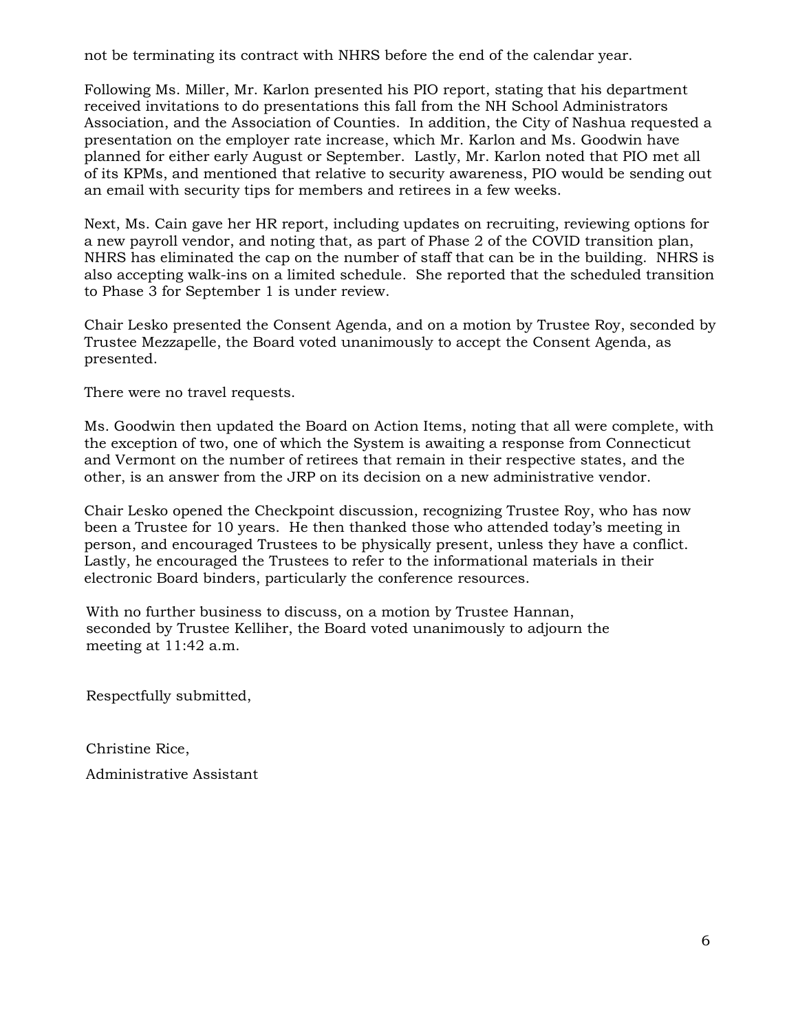not be terminating its contract with NHRS before the end of the calendar year.

Following Ms. Miller, Mr. Karlon presented his PIO report, stating that his department received invitations to do presentations this fall from the NH School Administrators Association, and the Association of Counties. In addition, the City of Nashua requested a presentation on the employer rate increase, which Mr. Karlon and Ms. Goodwin have planned for either early August or September. Lastly, Mr. Karlon noted that PIO met all of its KPMs, and mentioned that relative to security awareness, PIO would be sending out an email with security tips for members and retirees in a few weeks.

Next, Ms. Cain gave her HR report, including updates on recruiting, reviewing options for a new payroll vendor, and noting that, as part of Phase 2 of the COVID transition plan, NHRS has eliminated the cap on the number of staff that can be in the building. NHRS is also accepting walk-ins on a limited schedule. She reported that the scheduled transition to Phase 3 for September 1 is under review.

Chair Lesko presented the Consent Agenda, and on a motion by Trustee Roy, seconded by Trustee Mezzapelle, the Board voted unanimously to accept the Consent Agenda, as presented.

There were no travel requests.

Ms. Goodwin then updated the Board on Action Items, noting that all were complete, with the exception of two, one of which the System is awaiting a response from Connecticut and Vermont on the number of retirees that remain in their respective states, and the other, is an answer from the JRP on its decision on a new administrative vendor.

Chair Lesko opened the Checkpoint discussion, recognizing Trustee Roy, who has now been a Trustee for 10 years. He then thanked those who attended today's meeting in person, and encouraged Trustees to be physically present, unless they have a conflict. Lastly, he encouraged the Trustees to refer to the informational materials in their electronic Board binders, particularly the conference resources.

With no further business to discuss, on a motion by Trustee Hannan, seconded by Trustee Kelliher, the Board voted unanimously to adjourn the meeting at 11:42 a.m.

Respectfully submitted,

Christine Rice,

Administrative Assistant